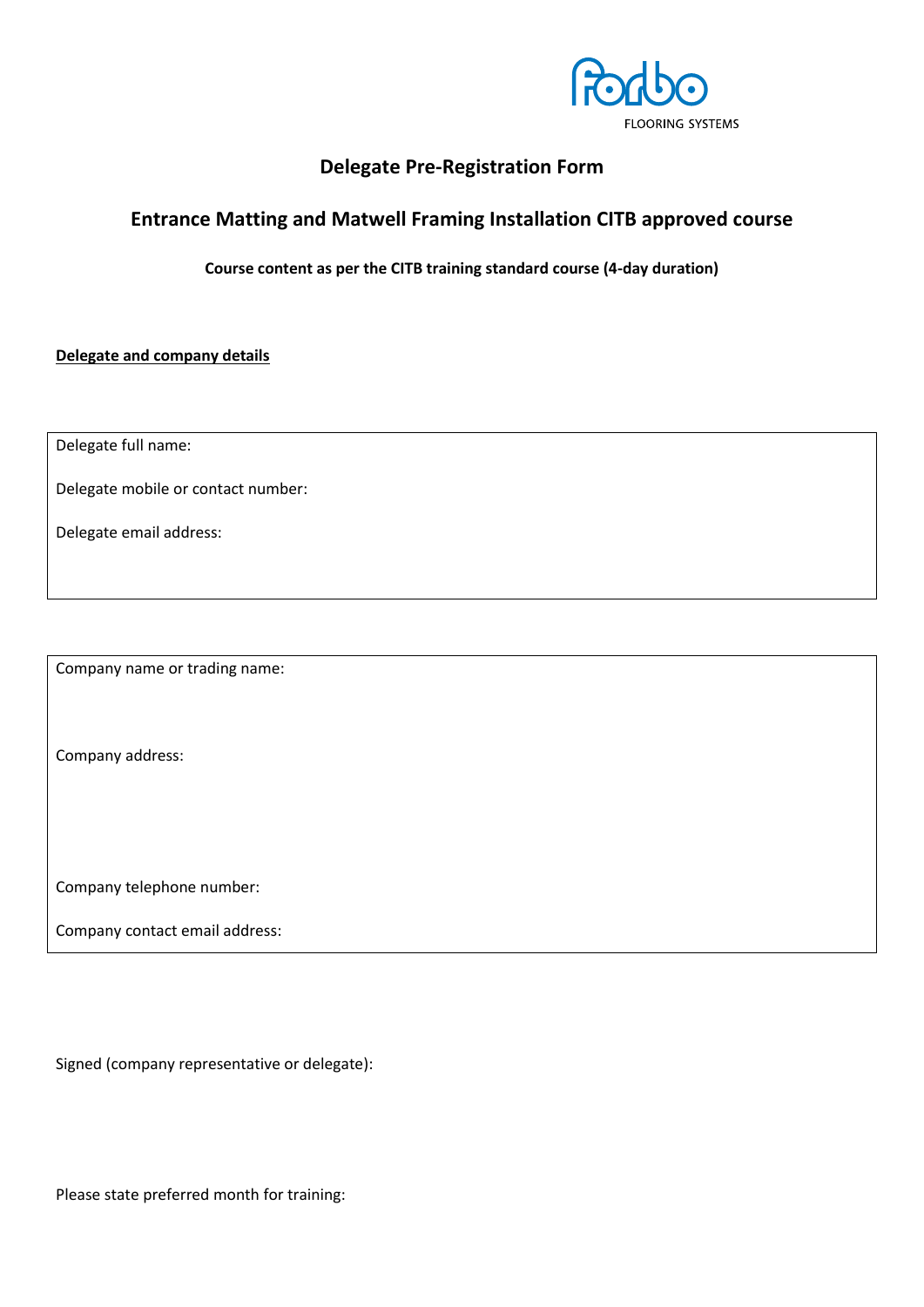forbo FLOORING SYSTEMS

# Delegate Pre-Registration Form

## Entrance Matting and Matwell Framing Installation CITB approved course

**Course content as per the CITB training standard course (4-day duration)**

**Delegate and company details**

Delegate full name:

Delegate mobile or contact number:

Delegate email address:

Company name or trading name:

Company address:

Company telephone number:

Company contact email address:

Signed (company representative or delegate):

Please state preferred month for training: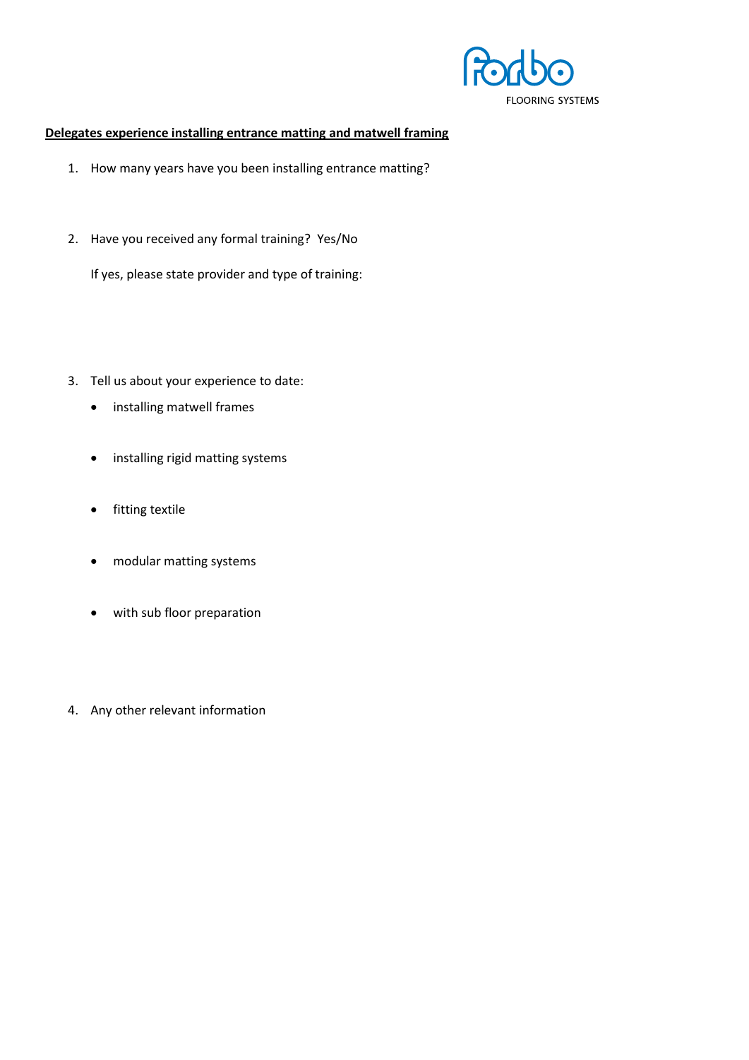**Delegates experience installing entrance matting and matwell framing**

1. How many years have you been installing entrance matting?

2. Have you received any formal training? Yes/No

   If yes, please state provider and type of training:

3. Tell us about your experience to date:
   - installing matwell frames
   - installing rigid matting systems
   - fitting textile
   - modular matting systems
   - with sub floor preparation

4. Any other relevant information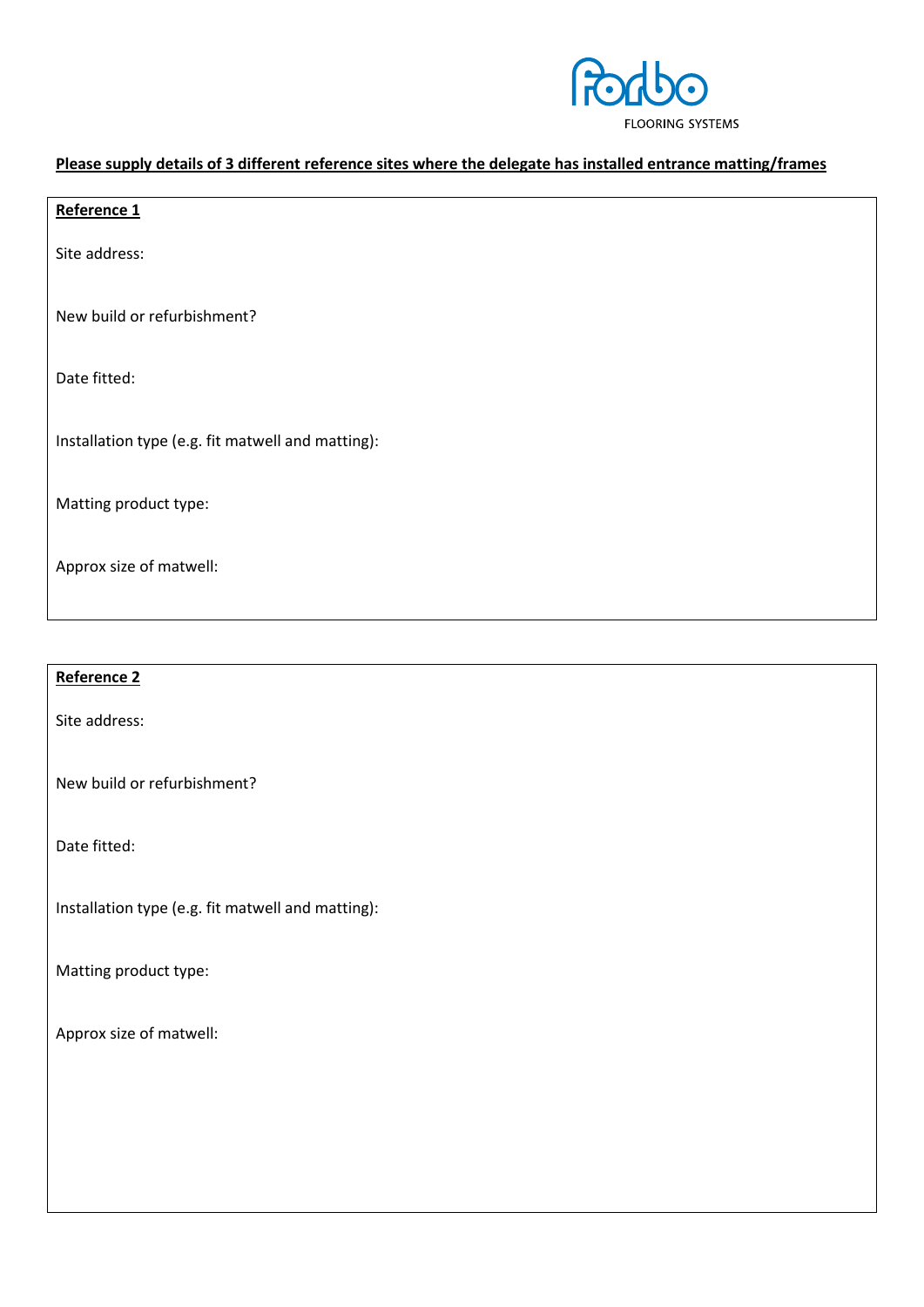**Please supply details of 3 different reference sites where the delegate has installed entrance matting/frames**

**Reference 1**

Site address:

New build or refurbishment?

Date fitted:

Installation type (e.g. fit matwell and matting):

Matting product type:

Approx size of matwell:

**Reference 2**

Site address:

New build or refurbishment?

Date fitted:

Installation type (e.g. fit matwell and matting):

Matting product type:

Approx size of matwell: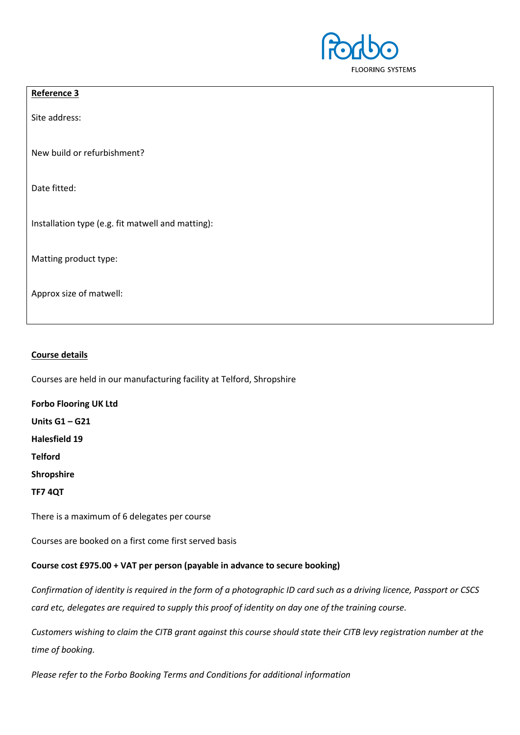**Reference 3**

Site address:

New build or refurbishment?

Date fitted:

Installation type (e.g. fit matwell and matting):

Matting product type:

Approx size of matwell:

**Course details**

Courses are held in our manufacturing facility at Telford, Shropshire

**Forbo Flooring UK Ltd**

**Units G1 – G21**

**Halesfield 19**

**Telford**

**Shropshire**

**TF7 4QT**

There is a maximum of 6 delegates per course

Courses are booked on a first come first served basis

**Course cost £975.00 + VAT per person (payable in advance to secure booking)**

*Confirmation of identity is required in the form of a photographic ID card such as a driving licence, Passport or CSCS card etc, delegates are required to supply this proof of identity on day one of the training course.*

*Customers wishing to claim the CITB grant against this course should state their CITB levy registration number at the time of booking.*

*Please refer to the Forbo Booking Terms and Conditions for additional information*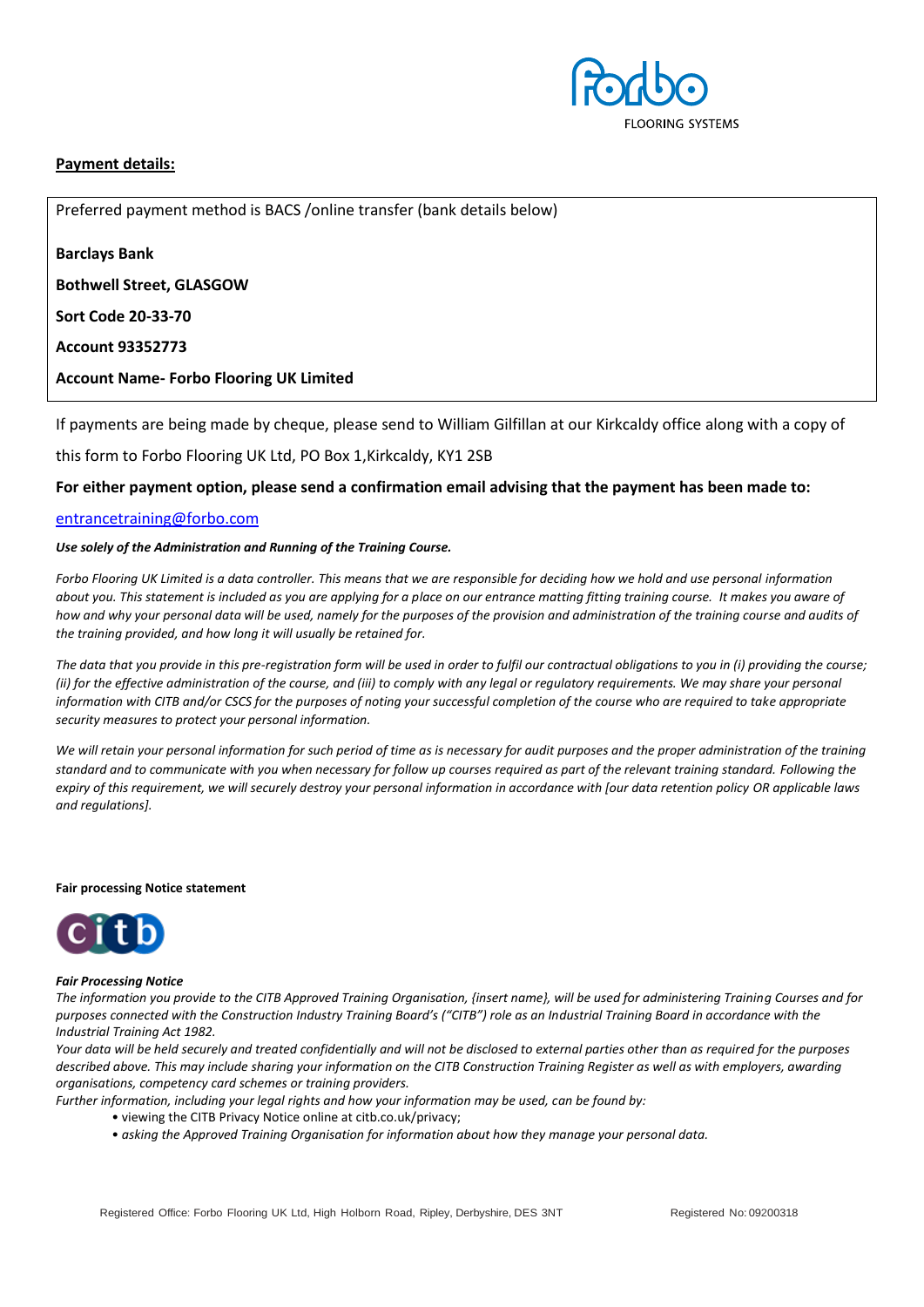**Payment details:**

Preferred payment method is BACS /online transfer (bank details below)

**Barclays Bank**

**Bothwell Street, GLASGOW**

**Sort Code 20-33-70**

**Account 93352773**

**Account Name- Forbo Flooring UK Limited**

If payments are being made by cheque, please send to William Gilfillan at our Kirkcaldy office along with a copy of this form to Forbo Flooring UK Ltd, PO Box 1,Kirkcaldy, KY1 2SB

**For either payment option, please send a confirmation email advising that the payment has been made to:**

entrancetraining@forbo.com

***Use solely of the Administration and Running of the Training Course.***

*Forbo Flooring UK Limited is a data controller. This means that we are responsible for deciding how we hold and use personal information about you. This statement is included as you are applying for a place on our entrance matting fitting training course. It makes you aware of how and why your personal data will be used, namely for the purposes of the provision and administration of the training course and audits of the training provided, and how long it will usually be retained for.*

*The data that you provide in this pre-registration form will be used in order to fulfil our contractual obligations to you in (i) providing the course; (ii) for the effective administration of the course, and (iii) to comply with any legal or regulatory requirements. We may share your personal information with CITB and/or CSCS for the purposes of noting your successful completion of the course who are required to take appropriate security measures to protect your personal information.*

*We will retain your personal information for such period of time as is necessary for audit purposes and the proper administration of the training standard and to communicate with you when necessary for follow up courses required as part of the relevant training standard. Following the expiry of this requirement, we will securely destroy your personal information in accordance with [our data retention policy OR applicable laws and regulations].*

**Fair processing Notice statement**

***Fair Processing Notice***

*The information you provide to the CITB Approved Training Organisation, {insert name}, will be used for administering Training Courses and for purposes connected with the Construction Industry Training Board's ("CITB") role as an Industrial Training Board in accordance with the Industrial Training Act 1982.*

*Your data will be held securely and treated confidentially and will not be disclosed to external parties other than as required for the purposes described above. This may include sharing your information on the CITB Construction Training Register as well as with employers, awarding organisations, competency card schemes or training providers.*

*Further information, including your legal rights and how your information may be used, can be found by:*

- viewing the CITB Privacy Notice online at citb.co.uk/privacy;
- *asking the Approved Training Organisation for information about how they manage your personal data.*

Registered Office: Forbo Flooring UK Ltd, High Holborn Road, Ripley, Derbyshire, DE5 3NT Registered No: 09200318